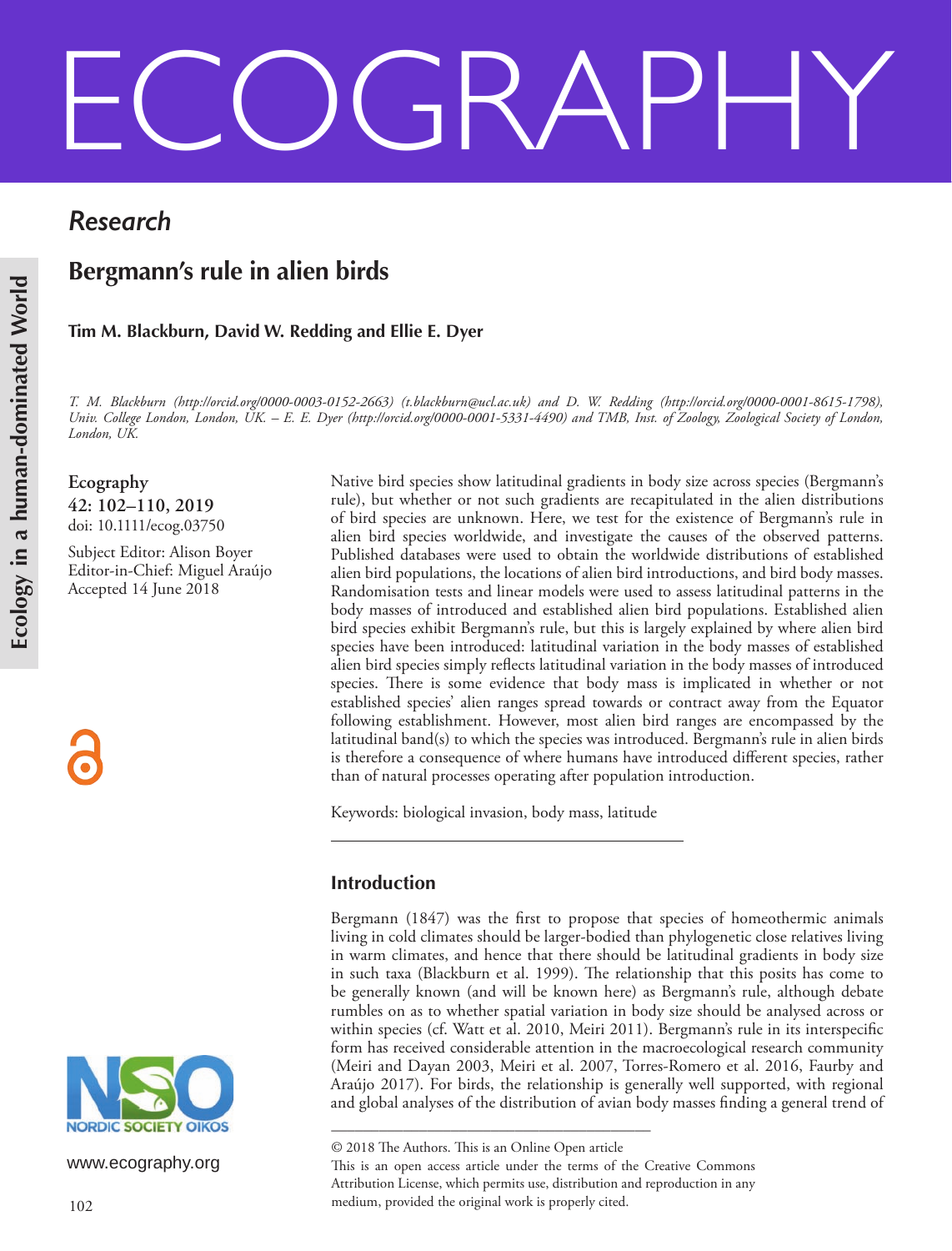# Research

# Bergmann's rule in alien birds

**Tim M. Blackburn, David W. Redding and Ellie E. Dyer**

*T. M. Blackburn (http://orcid.org/0000-0003-0152-2663) (t.blackburn@ucl.ac.uk) and D. W. Redding (http://orcid.org/0000-0001-8615-1798), Univ. College London, London, UK. – E. E. Dyer (http://orcid.org/0000-0001-5331-4490) and TMB, Inst. of Zoology, Zoological Society of London, London, UK.*

**Ecography**
**42: 102–110, 2019**
doi: 10.1111/ecog.03750

Subject Editor: Alison Boyer
Editor-in-Chief: Miguel Araújo
Accepted 14 June 2018

Native bird species show latitudinal gradients in body size across species (Bergmann's rule), but whether or not such gradients are recapitulated in the alien distributions of bird species are unknown. Here, we test for the existence of Bergmann's rule in alien bird species worldwide, and investigate the causes of the observed patterns. Published databases were used to obtain the worldwide distributions of established alien bird populations, the locations of alien bird introductions, and bird body masses. Randomisation tests and linear models were used to assess latitudinal patterns in the body masses of introduced and established alien bird populations. Established alien bird species exhibit Bergmann's rule, but this is largely explained by where alien bird species have been introduced: latitudinal variation in the body masses of established alien bird species simply reflects latitudinal variation in the body masses of introduced species. There is some evidence that body mass is implicated in whether or not established species' alien ranges spread towards or contract away from the Equator following establishment. However, most alien bird ranges are encompassed by the latitudinal band(s) to which the species was introduced. Bergmann's rule in alien birds is therefore a consequence of where humans have introduced different species, rather than of natural processes operating after population introduction.

Keywords: biological invasion, body mass, latitude

## Introduction

Bergmann (1847) was the first to propose that species of homeothermic animals living in cold climates should be larger-bodied than phylogenetic close relatives living in warm climates, and hence that there should be latitudinal gradients in body size in such taxa (Blackburn et al. 1999). The relationship that this posits has come to be generally known (and will be known here) as Bergmann's rule, although debate rumbles on as to whether spatial variation in body size should be analysed across or within species (cf. Watt et al. 2010, Meiri 2011). Bergmann's rule in its interspecific form has received considerable attention in the macroecological research community (Meiri and Dayan 2003, Meiri et al. 2007, Torres-Romero et al. 2016, Faurby and Araújo 2017). For birds, the relationship is generally well supported, with regional and global analyses of the distribution of avian body masses finding a general trend of

© 2018 The Authors. This is an Online Open article
This is an open access article under the terms of the Creative Commons Attribution License, which permits use, distribution and reproduction in any medium, provided the original work is properly cited.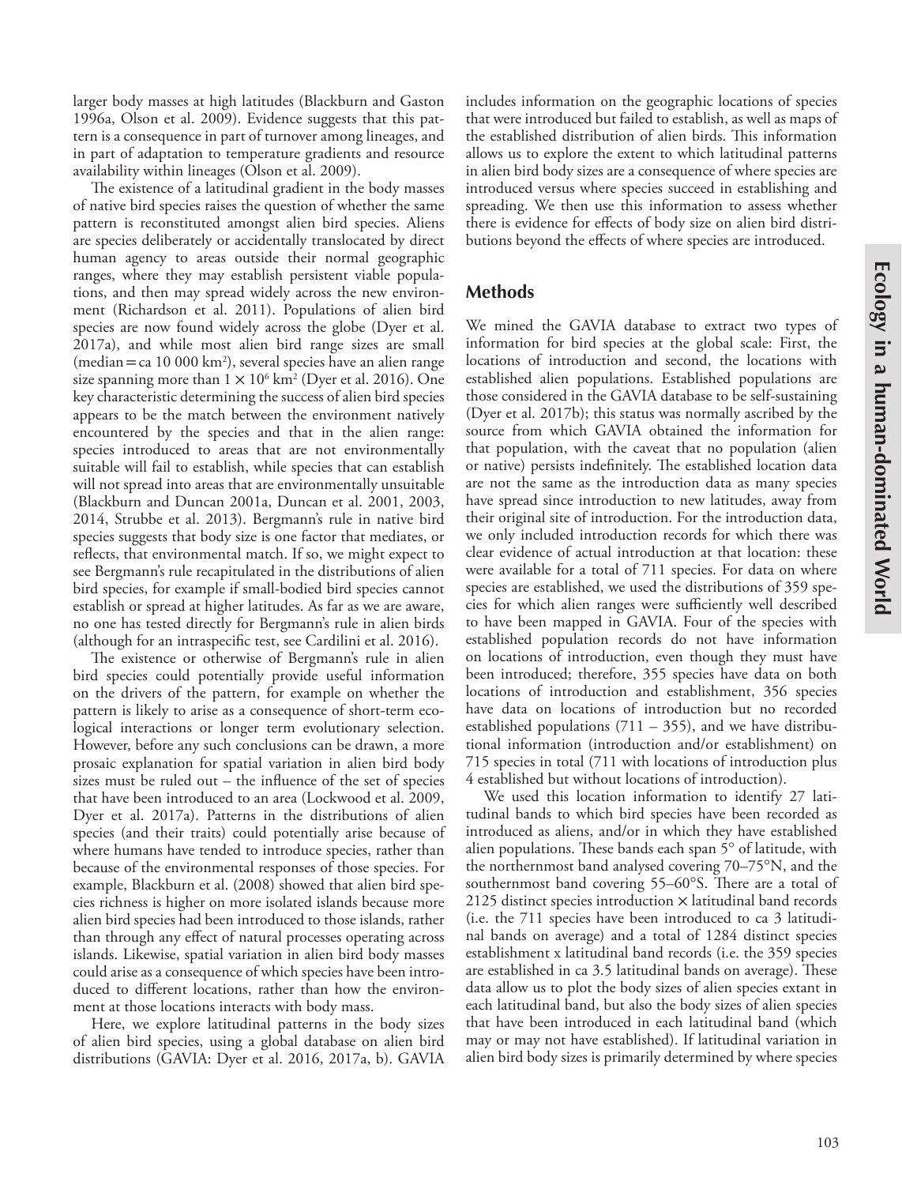larger body masses at high latitudes (Blackburn and Gaston 1996a, Olson et al. 2009). Evidence suggests that this pattern is a consequence in part of turnover among lineages, and in part of adaptation to temperature gradients and resource availability within lineages (Olson et al. 2009).

The existence of a latitudinal gradient in the body masses of native bird species raises the question of whether the same pattern is reconstituted amongst alien bird species. Aliens are species deliberately or accidentally translocated by direct human agency to areas outside their normal geographic ranges, where they may establish persistent viable populations, and then may spread widely across the new environment (Richardson et al. 2011). Populations of alien bird species are now found widely across the globe (Dyer et al. 2017a), and while most alien bird range sizes are small (median = ca 10 000 km$^2$), several species have an alien range size spanning more than $1 \times 10^6$ km$^2$ (Dyer et al. 2016). One key characteristic determining the success of alien bird species appears to be the match between the environment natively encountered by the species and that in the alien range: species introduced to areas that are not environmentally suitable will fail to establish, while species that can establish will not spread into areas that are environmentally unsuitable (Blackburn and Duncan 2001a, Duncan et al. 2001, 2003, 2014, Strubbe et al. 2013). Bergmann's rule in native bird species suggests that body size is one factor that mediates, or reflects, that environmental match. If so, we might expect to see Bergmann's rule recapitulated in the distributions of alien bird species, for example if small-bodied bird species cannot establish or spread at higher latitudes. As far as we are aware, no one has tested directly for Bergmann's rule in alien birds (although for an intraspecific test, see Cardilini et al. 2016).

The existence or otherwise of Bergmann's rule in alien bird species could potentially provide useful information on the drivers of the pattern, for example on whether the pattern is likely to arise as a consequence of short-term ecological interactions or longer term evolutionary selection. However, before any such conclusions can be drawn, a more prosaic explanation for spatial variation in alien bird body sizes must be ruled out – the influence of the set of species that have been introduced to an area (Lockwood et al. 2009, Dyer et al. 2017a). Patterns in the distributions of alien species (and their traits) could potentially arise because of where humans have tended to introduce species, rather than because of the environmental responses of those species. For example, Blackburn et al. (2008) showed that alien bird species richness is higher on more isolated islands because more alien bird species had been introduced to those islands, rather than through any effect of natural processes operating across islands. Likewise, spatial variation in alien bird body masses could arise as a consequence of which species have been introduced to different locations, rather than how the environment at those locations interacts with body mass.

Here, we explore latitudinal patterns in the body sizes of alien bird species, using a global database on alien bird distributions (GAVIA: Dyer et al. 2016, 2017a, b). GAVIA includes information on the geographic locations of species that were introduced but failed to establish, as well as maps of the established distribution of alien birds. This information allows us to explore the extent to which latitudinal patterns in alien bird body sizes are a consequence of where species are introduced versus where species succeed in establishing and spreading. We then use this information to assess whether there is evidence for effects of body size on alien bird distributions beyond the effects of where species are introduced.

## Methods

We mined the GAVIA database to extract two types of information for bird species at the global scale: First, the locations of introduction and second, the locations with established alien populations. Established populations are those considered in the GAVIA database to be self-sustaining (Dyer et al. 2017b); this status was normally ascribed by the source from which GAVIA obtained the information for that population, with the caveat that no population (alien or native) persists indefinitely. The established location data are not the same as the introduction data as many species have spread since introduction to new latitudes, away from their original site of introduction. For the introduction data, we only included introduction records for which there was clear evidence of actual introduction at that location: these were available for a total of 711 species. For data on where species are established, we used the distributions of 359 species for which alien ranges were sufficiently well described to have been mapped in GAVIA. Four of the species with established population records do not have information on locations of introduction, even though they must have been introduced; therefore, 355 species have data on both locations of introduction and establishment, 356 species have data on locations of introduction but no recorded established populations (711 – 355), and we have distributional information (introduction and/or establishment) on 715 species in total (711 with locations of introduction plus 4 established but without locations of introduction).

We used this location information to identify 27 latitudinal bands to which bird species have been recorded as introduced as aliens, and/or in which they have established alien populations. These bands each span 5° of latitude, with the northernmost band analysed covering 70–75°N, and the southernmost band covering 55–60°S. There are a total of 2125 distinct species introduction × latitudinal band records (i.e. the 711 species have been introduced to ca 3 latitudinal bands on average) and a total of 1284 distinct species establishment x latitudinal band records (i.e. the 359 species are established in ca 3.5 latitudinal bands on average). These data allow us to plot the body sizes of alien species extant in each latitudinal band, but also the body sizes of alien species that have been introduced in each latitudinal band (which may or may not have established). If latitudinal variation in alien bird body sizes is primarily determined by where species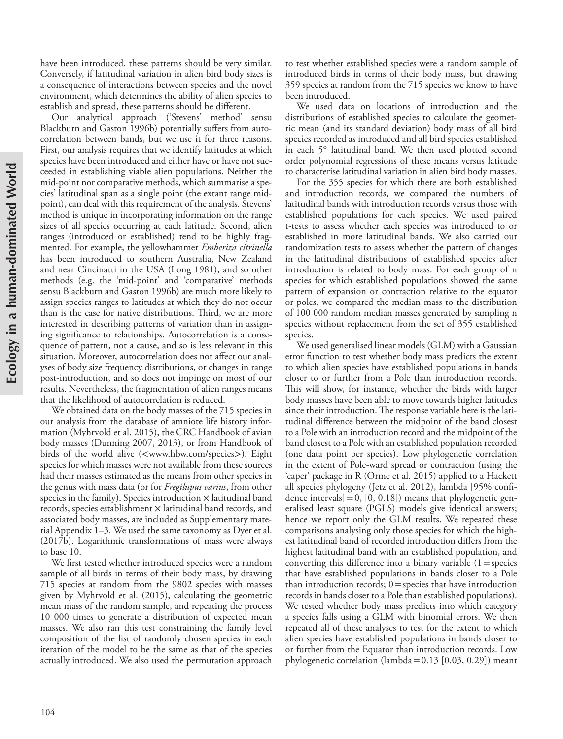have been introduced, these patterns should be very similar. Conversely, if latitudinal variation in alien bird body sizes is a consequence of interactions between species and the novel environment, which determines the ability of alien species to establish and spread, these patterns should be different.

Our analytical approach ('Stevens' method' sensu Blackburn and Gaston 1996b) potentially suffers from autocorrelation between bands, but we use it for three reasons. First, our analysis requires that we identify latitudes at which species have been introduced and either have or have not succeeded in establishing viable alien populations. Neither the mid-point nor comparative methods, which summarise a species' latitudinal span as a single point (the extant range midpoint), can deal with this requirement of the analysis. Stevens' method is unique in incorporating information on the range sizes of all species occurring at each latitude. Second, alien ranges (introduced or established) tend to be highly fragmented. For example, the yellowhammer *Emberiza citrinella* has been introduced to southern Australia, New Zealand and near Cincinatti in the USA (Long 1981), and so other methods (e.g. the 'mid-point' and 'comparative' methods sensu Blackburn and Gaston 1996b) are much more likely to assign species ranges to latitudes at which they do not occur than is the case for native distributions. Third, we are more interested in describing patterns of variation than in assigning significance to relationships. Autocorrelation is a consequence of pattern, not a cause, and so is less relevant in this situation. Moreover, autocorrelation does not affect our analyses of body size frequency distributions, or changes in range post-introduction, and so does not impinge on most of our results. Nevertheless, the fragmentation of alien ranges means that the likelihood of autocorrelation is reduced.

We obtained data on the body masses of the 715 species in our analysis from the database of amniote life history information (Myhrvold et al. 2015), the CRC Handbook of avian body masses (Dunning 2007, 2013), or from Handbook of birds of the world alive (<www.hbw.com/species>). Eight species for which masses were not available from these sources had their masses estimated as the means from other species in the genus with mass data (or for *Fregilupus varius*, from other species in the family). Species introduction × latitudinal band records, species establishment × latitudinal band records, and associated body masses, are included as Supplementary material Appendix 1–3. We used the same taxonomy as Dyer et al. (2017b). Logarithmic transformations of mass were always to base 10.

We first tested whether introduced species were a random sample of all birds in terms of their body mass, by drawing 715 species at random from the 9802 species with masses given by Myhrvold et al. (2015), calculating the geometric mean mass of the random sample, and repeating the process 10 000 times to generate a distribution of expected mean masses. We also ran this test constraining the family level composition of the list of randomly chosen species in each iteration of the model to be the same as that of the species actually introduced. We also used the permutation approach to test whether established species were a random sample of introduced birds in terms of their body mass, but drawing 359 species at random from the 715 species we know to have been introduced.

We used data on locations of introduction and the distributions of established species to calculate the geometric mean (and its standard deviation) body mass of all bird species recorded as introduced and all bird species established in each 5° latitudinal band. We then used plotted second order polynomial regressions of these means versus latitude to characterise latitudinal variation in alien bird body masses.

For the 355 species for which there are both established and introduction records, we compared the numbers of latitudinal bands with introduction records versus those with established populations for each species. We used paired t-tests to assess whether each species was introduced to or established in more latitudinal bands. We also carried out randomization tests to assess whether the pattern of changes in the latitudinal distributions of established species after introduction is related to body mass. For each group of n species for which established populations showed the same pattern of expansion or contraction relative to the equator or poles, we compared the median mass to the distribution of 100 000 random median masses generated by sampling n species without replacement from the set of 355 established species.

We used generalised linear models (GLM) with a Gaussian error function to test whether body mass predicts the extent to which alien species have established populations in bands closer to or further from a Pole than introduction records. This will show, for instance, whether the birds with larger body masses have been able to move towards higher latitudes since their introduction. The response variable here is the latitudinal difference between the midpoint of the band closest to a Pole with an introduction record and the midpoint of the band closest to a Pole with an established population recorded (one data point per species). Low phylogenetic correlation in the extent of Pole-ward spread or contraction (using the 'caper' package in R (Orme et al. 2015) applied to a Hackett all species phylogeny (Jetz et al. 2012), lambda [95% confidence intervals] = 0, [0, 0.18]) means that phylogenetic generalised least square (PGLS) models give identical answers; hence we report only the GLM results. We repeated these comparisons analysing only those species for which the highest latitudinal band of recorded introduction differs from the highest latitudinal band with an established population, and converting this difference into a binary variable (1 = species that have established populations in bands closer to a Pole than introduction records; 0 = species that have introduction records in bands closer to a Pole than established populations). We tested whether body mass predicts into which category a species falls using a GLM with binomial errors. We then repeated all of these analyses to test for the extent to which alien species have established populations in bands closer to or further from the Equator than introduction records. Low phylogenetic correlation (lambda = 0.13 [0.03, 0.29]) meant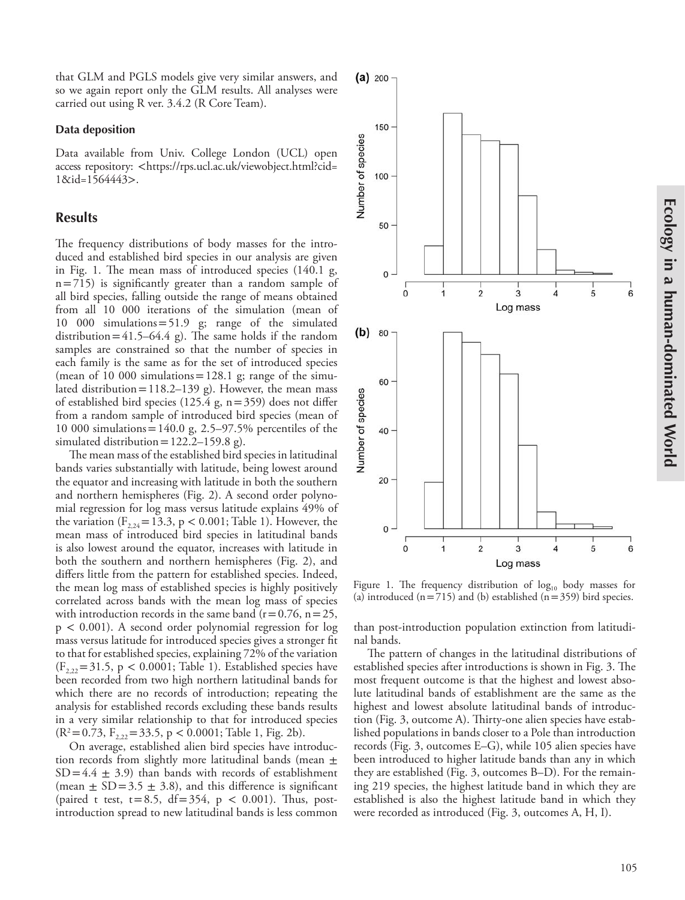that GLM and PGLS models give very similar answers, and so we again report only the GLM results. All analyses were carried out using R ver. 3.4.2 (R Core Team).

### Data deposition

Data available from Univ. College London (UCL) open access repository: <https://rps.ucl.ac.uk/viewobject.html?cid=1&id=1564443>.

## Results

The frequency distributions of body masses for the introduced and established bird species in our analysis are given in Fig. 1. The mean mass of introduced species (140.1 g, n = 715) is significantly greater than a random sample of all bird species, falling outside the range of means obtained from all 10 000 iterations of the simulation (mean of 10 000 simulations = 51.9 g; range of the simulated distribution = 41.5–64.4 g). The same holds if the random samples are constrained so that the number of species in each family is the same as for the set of introduced species (mean of 10 000 simulations = 128.1 g; range of the simulated distribution = 118.2–139 g). However, the mean mass of established bird species (125.4 g, n = 359) does not differ from a random sample of introduced bird species (mean of 10 000 simulations = 140.0 g, 2.5–97.5% percentiles of the simulated distribution = 122.2–159.8 g).

The mean mass of the established bird species in latitudinal bands varies substantially with latitude, being lowest around the equator and increasing with latitude in both the southern and northern hemispheres (Fig. 2). A second order polynomial regression for log mass versus latitude explains 49% of the variation ($F_{2,24} = 13.3$, $p < 0.001$; Table 1). However, the mean mass of introduced bird species in latitudinal bands is also lowest around the equator, increases with latitude in both the southern and northern hemispheres (Fig. 2), and differs little from the pattern for established species. Indeed, the mean log mass of established species is highly positively correlated across bands with the mean log mass of species with introduction records in the same band ($r = 0.76$, $n = 25$, $p < 0.001$). A second order polynomial regression for log mass versus latitude for introduced species gives a stronger fit to that for established species, explaining 72% of the variation ($F_{2,22} = 31.5$, $p < 0.0001$; Table 1). Established species have been recorded from two high northern latitudinal bands for which there are no records of introduction; repeating the analysis for established records excluding these bands results in a very similar relationship to that for introduced species ($R^2 = 0.73$, $F_{2,22} = 33.5$, $p < 0.0001$; Table 1, Fig. 2b).

On average, established alien bird species have introduction records from slightly more latitudinal bands (mean ± SD = 4.4 ± 3.9) than bands with records of establishment (mean ± SD = 3.5 ± 3.8), and this difference is significant (paired t test, $t = 8.5$, $df = 354$, $p < 0.001$). Thus, post-introduction spread to new latitudinal bands is less common than post-introduction population extinction from latitudinal bands.

Figure 1. The frequency distribution of $\log_{10}$ body masses for (a) introduced (n = 715) and (b) established (n = 359) bird species.

The pattern of changes in the latitudinal distributions of established species after introductions is shown in Fig. 3. The most frequent outcome is that the highest and lowest absolute latitudinal bands of establishment are the same as the highest and lowest absolute latitudinal bands of introduction (Fig. 3, outcome A). Thirty-one alien species have established populations in bands closer to a Pole than introduction records (Fig. 3, outcomes E–G), while 105 alien species have been introduced to higher latitude bands than any in which they are established (Fig. 3, outcomes B–D). For the remaining 219 species, the highest latitude band in which they are established is also the highest latitude band in which they were recorded as introduced (Fig. 3, outcomes A, H, I).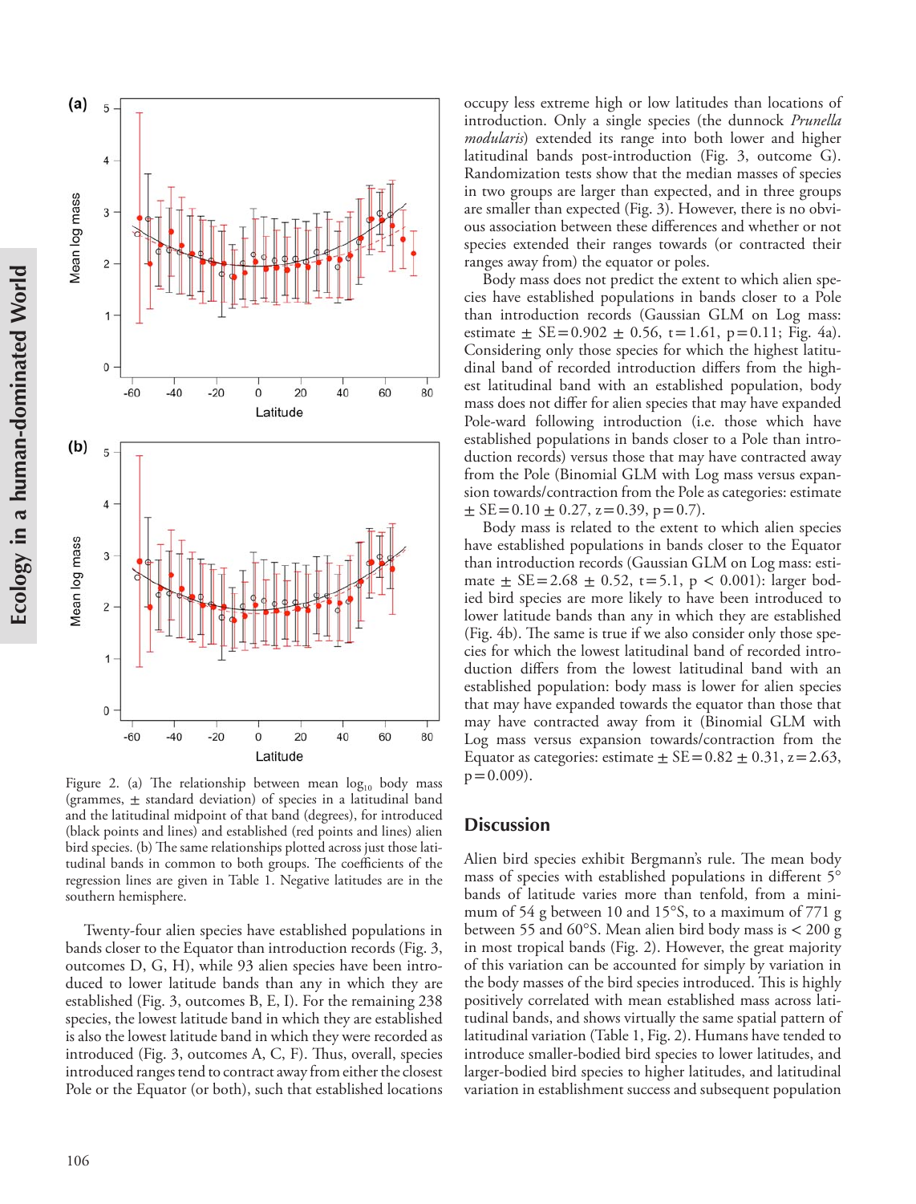Figure 2. (a) The relationship between mean $\log_{10}$ body mass (grammes, ± standard deviation) of species in a latitudinal band and the latitudinal midpoint of that band (degrees), for introduced (black points and lines) and established (red points and lines) alien bird species. (b) The same relationships plotted across just those latitudinal bands in common to both groups. The coefficients of the regression lines are given in Table 1. Negative latitudes are in the southern hemisphere.

Twenty-four alien species have established populations in bands closer to the Equator than introduction records (Fig. 3, outcomes D, G, H), while 93 alien species have been introduced to lower latitude bands than any in which they are established (Fig. 3, outcomes B, E, I). For the remaining 238 species, the lowest latitude band in which they are established is also the lowest latitude band in which they were recorded as introduced (Fig. 3, outcomes A, C, F). Thus, overall, species introduced ranges tend to contract away from either the closest Pole or the Equator (or both), such that established locations occupy less extreme high or low latitudes than locations of introduction. Only a single species (the dunnock *Prunella modularis*) extended its range into both lower and higher latitudinal bands post-introduction (Fig. 3, outcome G). Randomization tests show that the median masses of species in two groups are larger than expected, and in three groups are smaller than expected (Fig. 3). However, there is no obvious association between these differences and whether or not species extended their ranges towards (or contracted their ranges away from) the equator or poles.

Body mass does not predict the extent to which alien species have established populations in bands closer to a Pole than introduction records (Gaussian GLM on Log mass: estimate ± SE = 0.902 ± 0.56, $t = 1.61$, $p = 0.11$; Fig. 4a). Considering only those species for which the highest latitudinal band of recorded introduction differs from the highest latitudinal band with an established population, body mass does not differ for alien species that may have expanded Pole-ward following introduction (i.e. those which have established populations in bands closer to a Pole than introduction records) versus those that may have contracted away from the Pole (Binomial GLM with Log mass versus expansion towards/contraction from the Pole as categories: estimate ± SE = 0.10 ± 0.27, $z = 0.39$, $p = 0.7$).

Body mass is related to the extent to which alien species have established populations in bands closer to the Equator than introduction records (Gaussian GLM on Log mass: estimate ± SE = 2.68 ± 0.52, $t = 5.1$, $p < 0.001$): larger bodied bird species are more likely to have been introduced to lower latitude bands than any in which they are established (Fig. 4b). The same is true if we also consider only those species for which the lowest latitudinal band of recorded introduction differs from the lowest latitudinal band with an established population: body mass is lower for alien species that may have expanded towards the equator than those that may have contracted away from it (Binomial GLM with Log mass versus expansion towards/contraction from the Equator as categories: estimate ± SE = 0.82 ± 0.31, $z = 2.63$, $p = 0.009$).

## Discussion

Alien bird species exhibit Bergmann's rule. The mean body mass of species with established populations in different 5° bands of latitude varies more than tenfold, from a minimum of 54 g between 10 and 15°S, to a maximum of 771 g between 55 and 60°S. Mean alien bird body mass is < 200 g in most tropical bands (Fig. 2). However, the great majority of this variation can be accounted for simply by variation in the body masses of the bird species introduced. This is highly positively correlated with mean established mass across latitudinal bands, and shows virtually the same spatial pattern of latitudinal variation (Table 1, Fig. 2). Humans have tended to introduce smaller-bodied bird species to lower latitudes, and larger-bodied bird species to higher latitudes, and latitudinal variation in establishment success and subsequent population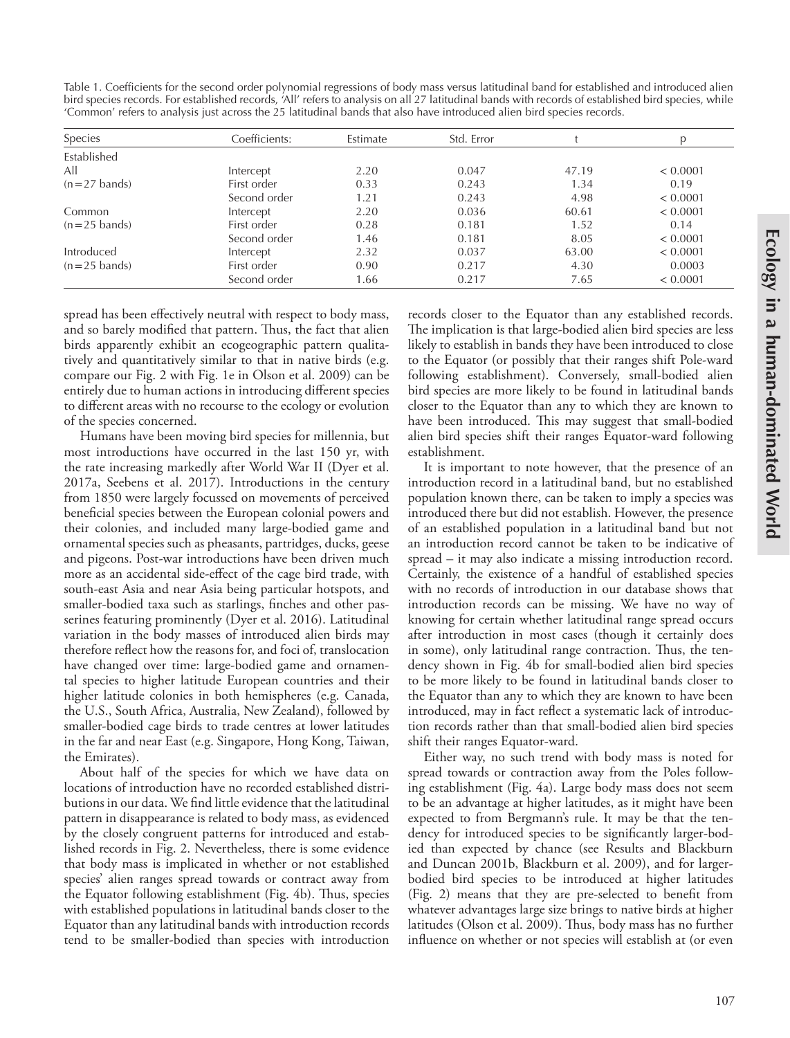Table 1. Coefficients for the second order polynomial regressions of body mass versus latitudinal band for established and introduced alien bird species records. For established records, 'All' refers to analysis on all 27 latitudinal bands with records of established bird species, while 'Common' refers to analysis just across the 25 latitudinal bands that also have introduced alien bird species records.

| Species | Coefficients: | Estimate | Std. Error | t | p |
|---|---|---|---|---|---|
| Established | | | | | |
| All | Intercept | 2.20 | 0.047 | 47.19 | < 0.0001 |
| (n = 27 bands) | First order | 0.33 | 0.243 | 1.34 | 0.19 |
| | Second order | 1.21 | 0.243 | 4.98 | < 0.0001 |
| Common | Intercept | 2.20 | 0.036 | 60.61 | < 0.0001 |
| (n = 25 bands) | First order | 0.28 | 0.181 | 1.52 | 0.14 |
| | Second order | 1.46 | 0.181 | 8.05 | < 0.0001 |
| Introduced | Intercept | 2.32 | 0.037 | 63.00 | < 0.0001 |
| (n = 25 bands) | First order | 0.90 | 0.217 | 4.30 | 0.0003 |
| | Second order | 1.66 | 0.217 | 7.65 | < 0.0001 |

spread has been effectively neutral with respect to body mass, and so barely modified that pattern. Thus, the fact that alien birds apparently exhibit an ecogeographic pattern qualitatively and quantitatively similar to that in native birds (e.g. compare our Fig. 2 with Fig. 1e in Olson et al. 2009) can be entirely due to human actions in introducing different species to different areas with no recourse to the ecology or evolution of the species concerned.

Humans have been moving bird species for millennia, but most introductions have occurred in the last 150 yr, with the rate increasing markedly after World War II (Dyer et al. 2017a, Seebens et al. 2017). Introductions in the century from 1850 were largely focussed on movements of perceived beneficial species between the European colonial powers and their colonies, and included many large-bodied game and ornamental species such as pheasants, partridges, ducks, geese and pigeons. Post-war introductions have been driven much more as an accidental side-effect of the cage bird trade, with south-east Asia and near Asia being particular hotspots, and smaller-bodied taxa such as starlings, finches and other passerines featuring prominently (Dyer et al. 2016). Latitudinal variation in the body masses of introduced alien birds may therefore reflect how the reasons for, and foci of, translocation have changed over time: large-bodied game and ornamental species to higher latitude European countries and their higher latitude colonies in both hemispheres (e.g. Canada, the U.S., South Africa, Australia, New Zealand), followed by smaller-bodied cage birds to trade centres at lower latitudes in the far and near East (e.g. Singapore, Hong Kong, Taiwan, the Emirates).

About half of the species for which we have data on locations of introduction have no recorded established distributions in our data. We find little evidence that the latitudinal pattern in disappearance is related to body mass, as evidenced by the closely congruent patterns for introduced and established records in Fig. 2. Nevertheless, there is some evidence that body mass is implicated in whether or not established species' alien ranges spread towards or contract away from the Equator following establishment (Fig. 4b). Thus, species with established populations in latitudinal bands closer to the Equator than any latitudinal bands with introduction records tend to be smaller-bodied than species with introduction records closer to the Equator than any established records. The implication is that large-bodied alien bird species are less likely to establish in bands they have been introduced to close to the Equator (or possibly that their ranges shift Pole-ward following establishment). Conversely, small-bodied alien bird species are more likely to be found in latitudinal bands closer to the Equator than any to which they are known to have been introduced. This may suggest that small-bodied alien bird species shift their ranges Equator-ward following establishment.

It is important to note however, that the presence of an introduction record in a latitudinal band, but no established population known there, can be taken to imply a species was introduced there but did not establish. However, the presence of an established population in a latitudinal band but not an introduction record cannot be taken to be indicative of spread – it may also indicate a missing introduction record. Certainly, the existence of a handful of established species with no records of introduction in our database shows that introduction records can be missing. We have no way of knowing for certain whether latitudinal range spread occurs after introduction in most cases (though it certainly does in some), only latitudinal range contraction. Thus, the tendency shown in Fig. 4b for small-bodied alien bird species to be more likely to be found in latitudinal bands closer to the Equator than any to which they are known to have been introduced, may in fact reflect a systematic lack of introduction records rather than that small-bodied alien bird species shift their ranges Equator-ward.

Either way, no such trend with body mass is noted for spread towards or contraction away from the Poles following establishment (Fig. 4a). Large body mass does not seem to be an advantage at higher latitudes, as it might have been expected to from Bergmann's rule. It may be that the tendency for introduced species to be significantly larger-bodied than expected by chance (see Results and Blackburn and Duncan 2001b, Blackburn et al. 2009), and for larger-bodied bird species to be introduced at higher latitudes (Fig. 2) means that they are pre-selected to benefit from whatever advantages large size brings to native birds at higher latitudes (Olson et al. 2009). Thus, body mass has no further influence on whether or not species will establish at (or even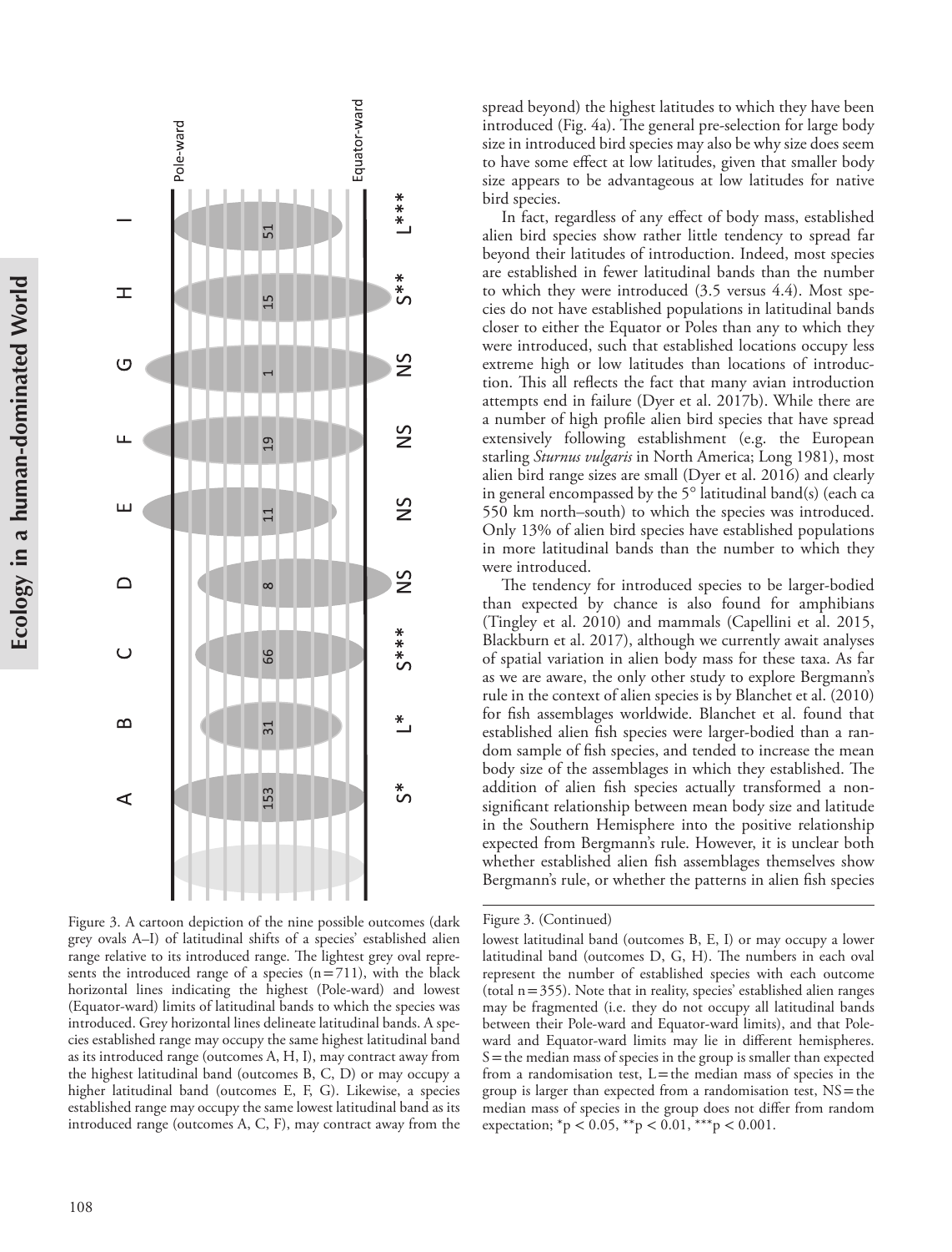spread beyond) the highest latitudes to which they have been introduced (Fig. 4a). The general pre-selection for large body size in introduced bird species may also be why size does seem to have some effect at low latitudes, given that smaller body size appears to be advantageous at low latitudes for native bird species.

In fact, regardless of any effect of body mass, established alien bird species show rather little tendency to spread far beyond their latitudes of introduction. Indeed, most species are established in fewer latitudinal bands than the number to which they were introduced (3.5 versus 4.4). Most species do not have established populations in latitudinal bands closer to either the Equator or Poles than any to which they were introduced, such that established locations occupy less extreme high or low latitudes than locations of introduction. This all reflects the fact that many avian introduction attempts end in failure (Dyer et al. 2017b). While there are a number of high profile alien bird species that have spread extensively following establishment (e.g. the European starling *Sturnus vulgaris* in North America; Long 1981), most alien bird range sizes are small (Dyer et al. 2016) and clearly in general encompassed by the 5° latitudinal band(s) (each ca 550 km north–south) to which the species was introduced. Only 13% of alien bird species have established populations in more latitudinal bands than the number to which they were introduced.

The tendency for introduced species to be larger-bodied than expected by chance is also found for amphibians (Tingley et al. 2010) and mammals (Capellini et al. 2015, Blackburn et al. 2017), although we currently await analyses of spatial variation in alien body mass for these taxa. As far as we are aware, the only other study to explore Bergmann's rule in the context of alien species is by Blanchet et al. (2010) for fish assemblages worldwide. Blanchet et al. found that established alien fish species were larger-bodied than a random sample of fish species, and tended to increase the mean body size of the assemblages in which they established. The addition of alien fish species actually transformed a non-significant relationship between mean body size and latitude in the Southern Hemisphere into the positive relationship expected from Bergmann's rule. However, it is unclear both whether established alien fish assemblages themselves show Bergmann's rule, or whether the patterns in alien fish species

Figure 3. A cartoon depiction of the nine possible outcomes (dark grey ovals A–I) of latitudinal shifts of a species' established alien range relative to its introduced range. The lightest grey oval represents the introduced range of a species (n = 711), with the black horizontal lines indicating the highest (Pole-ward) and lowest (Equator-ward) limits of latitudinal bands to which the species was introduced. Grey horizontal lines delineate latitudinal bands. A species established range may occupy the same highest latitudinal band as its introduced range (outcomes A, H, I), may contract away from the highest latitudinal band (outcomes B, C, D) or may occupy a higher latitudinal band (outcomes E, F, G). Likewise, a species established range may occupy the same lowest latitudinal band as its introduced range (outcomes A, C, F), may contract away from the lowest latitudinal band (outcomes B, E, I) or may occupy a lower latitudinal band (outcomes D, G, H). The numbers in each oval represent the number of established species with each outcome (total n = 355). Note that in reality, species' established alien ranges may be fragmented (i.e. they do not occupy all latitudinal bands between their Pole-ward and Equator-ward limits), and that Pole-ward and Equator-ward limits may lie in different hemispheres. S = the median mass of species in the group is smaller than expected from a randomisation test, L = the median mass of species in the group is larger than expected from a randomisation test, NS = the median mass of species in the group does not differ from random expectation; \*p < 0.05, \*\*p < 0.01, \*\*\*p < 0.001.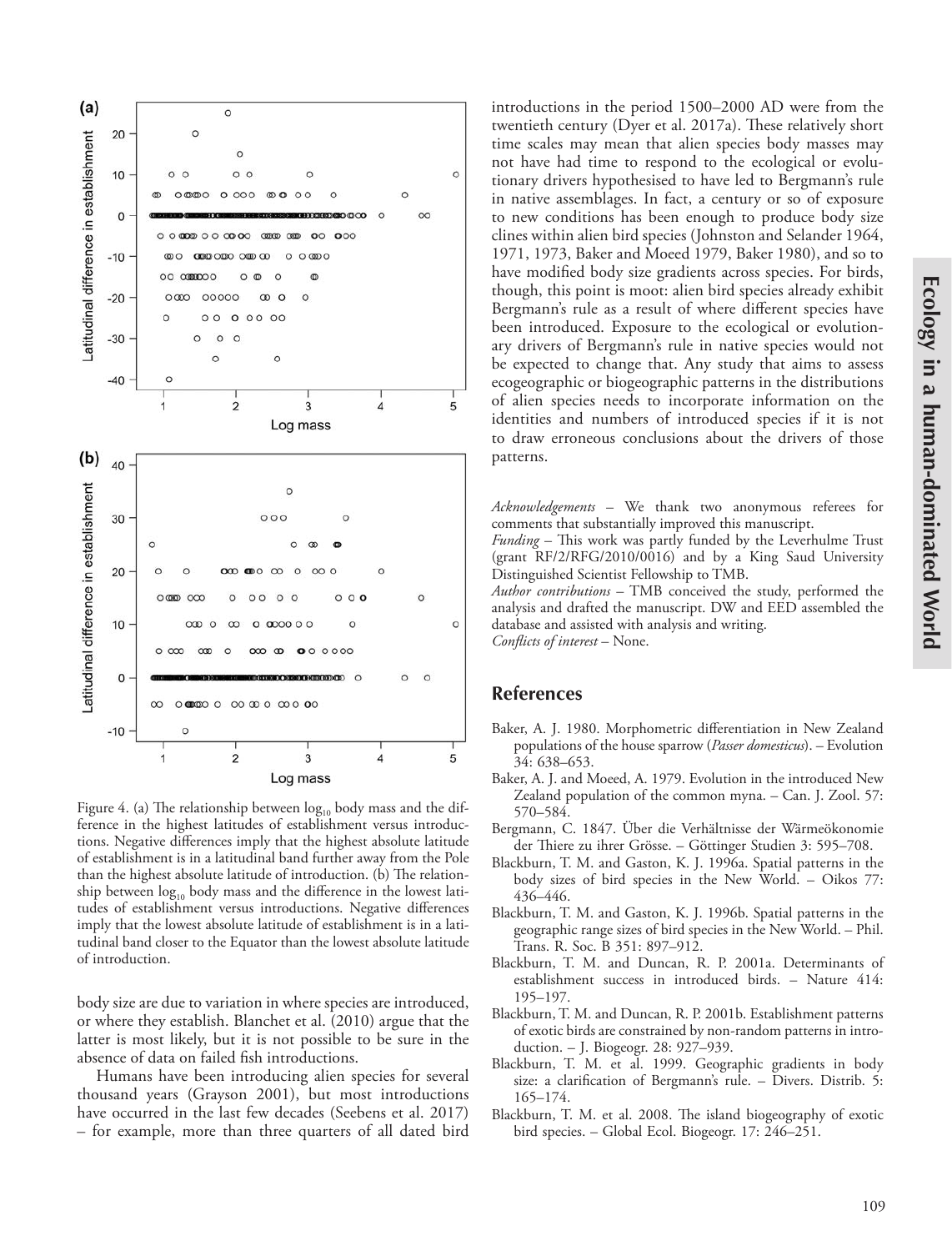Figure 4. (a) The relationship between $\log_{10}$ body mass and the difference in the highest latitudes of establishment versus introductions. Negative differences imply that the highest absolute latitude of establishment is in a latitudinal band further away from the Pole than the highest absolute latitude of introduction. (b) The relationship between $\log_{10}$ body mass and the difference in the lowest latitudes of establishment versus introductions. Negative differences imply that the lowest absolute latitude of establishment is in a latitudinal band closer to the Equator than the lowest absolute latitude of introduction.

body size are due to variation in where species are introduced, or where they establish. Blanchet et al. (2010) argue that the latter is most likely, but it is not possible to be sure in the absence of data on failed fish introductions.

Humans have been introducing alien species for several thousand years (Grayson 2001), but most introductions have occurred in the last few decades (Seebens et al. 2017) – for example, more than three quarters of all dated bird introductions in the period 1500–2000 AD were from the twentieth century (Dyer et al. 2017a). These relatively short time scales may mean that alien species body masses may not have had time to respond to the ecological or evolutionary drivers hypothesised to have led to Bergmann's rule in native assemblages. In fact, a century or so of exposure to new conditions has been enough to produce body size clines within alien bird species (Johnston and Selander 1964, 1971, 1973, Baker and Moeed 1979, Baker 1980), and so to have modified body size gradients across species. For birds, though, this point is moot: alien bird species already exhibit Bergmann's rule as a result of where different species have been introduced. Exposure to the ecological or evolutionary drivers of Bergmann's rule in native species would not be expected to change that. Any study that aims to assess ecogeographic or biogeographic patterns in the distributions of alien species needs to incorporate information on the identities and numbers of introduced species if it is not to draw erroneous conclusions about the drivers of those patterns.

*Acknowledgements* – We thank two anonymous referees for comments that substantially improved this manuscript.
*Funding* – This work was partly funded by the Leverhulme Trust (grant RF/2/RFG/2010/0016) and by a King Saud University Distinguished Scientist Fellowship to TMB.
*Author contributions* – TMB conceived the study, performed the analysis and drafted the manuscript. DW and EED assembled the database and assisted with analysis and writing.
*Conflicts of interest* – None.

## References

Baker, A. J. 1980. Morphometric differentiation in New Zealand populations of the house sparrow (*Passer domesticus*). – Evolution 34: 638–653.

Baker, A. J. and Moeed, A. 1979. Evolution in the introduced New Zealand population of the common myna. – Can. J. Zool. 57: 570–584.

Bergmann, C. 1847. Über die Verhältnisse der Wärmeökonomie der Thiere zu ihrer Grösse. – Göttinger Studien 3: 595–708.

Blackburn, T. M. and Gaston, K. J. 1996a. Spatial patterns in the body sizes of bird species in the New World. – Oikos 77: 436–446.

Blackburn, T. M. and Gaston, K. J. 1996b. Spatial patterns in the geographic range sizes of bird species in the New World. – Phil. Trans. R. Soc. B 351: 897–912.

Blackburn, T. M. and Duncan, R. P. 2001a. Determinants of establishment success in introduced birds. – Nature 414: 195–197.

Blackburn, T. M. and Duncan, R. P. 2001b. Establishment patterns of exotic birds are constrained by non-random patterns in introduction. – J. Biogeogr. 28: 927–939.

Blackburn, T. M. et al. 1999. Geographic gradients in body size: a clarification of Bergmann's rule. – Divers. Distrib. 5: 165–174.

Blackburn, T. M. et al. 2008. The island biogeography of exotic bird species. – Global Ecol. Biogeogr. 17: 246–251.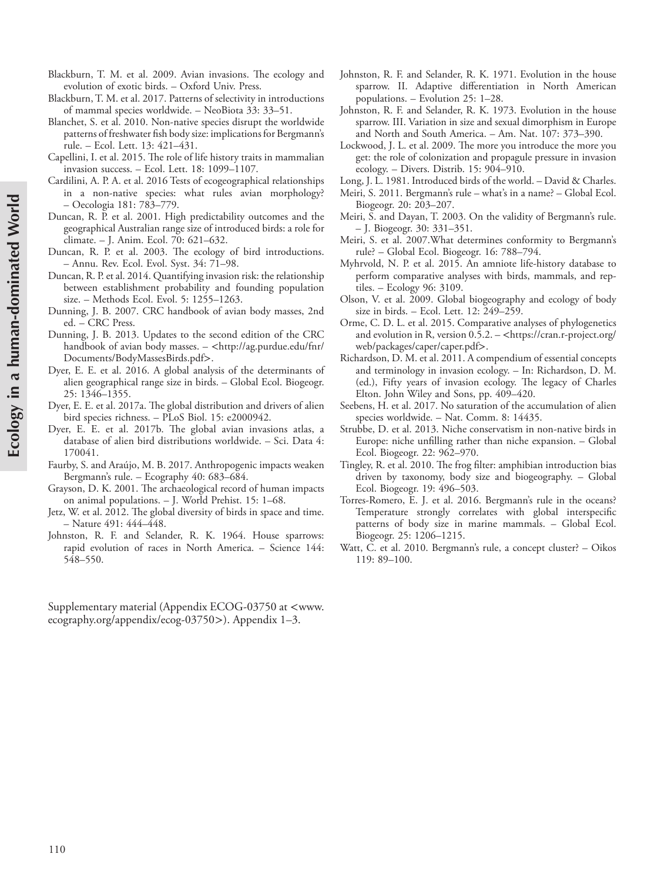Blackburn, T. M. et al. 2009. Avian invasions. The ecology and evolution of exotic birds. – Oxford Univ. Press.

Blackburn, T. M. et al. 2017. Patterns of selectivity in introductions of mammal species worldwide. – NeoBiota 33: 33–51.

Blanchet, S. et al. 2010. Non-native species disrupt the worldwide patterns of freshwater fish body size: implications for Bergmann's rule. – Ecol. Lett. 13: 421–431.

Capellini, I. et al. 2015. The role of life history traits in mammalian invasion success. – Ecol. Lett. 18: 1099–1107.

Cardilini, A. P. A. et al. 2016 Tests of ecogeographical relationships in a non-native species: what rules avian morphology? – Oecologia 181: 783–779.

Duncan, R. P. et al. 2001. High predictability outcomes and the geographical Australian range size of introduced birds: a role for climate. – J. Anim. Ecol. 70: 621–632.

Duncan, R. P. et al. 2003. The ecology of bird introductions. – Annu. Rev. Ecol. Evol. Syst. 34: 71–98.

Duncan, R. P. et al. 2014. Quantifying invasion risk: the relationship between establishment probability and founding population size. – Methods Ecol. Evol. 5: 1255–1263.

Dunning, J. B. 2007. CRC handbook of avian body masses, 2nd ed. – CRC Press.

Dunning, J. B. 2013. Updates to the second edition of the CRC handbook of avian body masses. – <http://ag.purdue.edu/fnr/Documents/BodyMassesBirds.pdf>.

Dyer, E. E. et al. 2016. A global analysis of the determinants of alien geographical range size in birds. – Global Ecol. Biogeogr. 25: 1346–1355.

Dyer, E. E. et al. 2017a. The global distribution and drivers of alien bird species richness. – PLoS Biol. 15: e2000942.

Dyer, E. E. et al. 2017b. The global avian invasions atlas, a database of alien bird distributions worldwide. – Sci. Data 4: 170041.

Faurby, S. and Araújo, M. B. 2017. Anthropogenic impacts weaken Bergmann's rule. – Ecography 40: 683–684.

Grayson, D. K. 2001. The archaeological record of human impacts on animal populations. – J. World Prehist. 15: 1–68.

Jetz, W. et al. 2012. The global diversity of birds in space and time. – Nature 491: 444–448.

Johnston, R. F. and Selander, R. K. 1964. House sparrows: rapid evolution of races in North America. – Science 144: 548–550.

Johnston, R. F. and Selander, R. K. 1971. Evolution in the house sparrow. II. Adaptive differentiation in North American populations. – Evolution 25: 1–28.

Johnston, R. F. and Selander, R. K. 1973. Evolution in the house sparrow. III. Variation in size and sexual dimorphism in Europe and North and South America. – Am. Nat. 107: 373–390.

Lockwood, J. L. et al. 2009. The more you introduce the more you get: the role of colonization and propagule pressure in invasion ecology. – Divers. Distrib. 15: 904–910.

Long, J. L. 1981. Introduced birds of the world. – David & Charles.

Meiri, S. 2011. Bergmann's rule – what's in a name? – Global Ecol. Biogeogr. 20: 203–207.

Meiri, S. and Dayan, T. 2003. On the validity of Bergmann's rule. – J. Biogeogr. 30: 331–351.

Meiri, S. et al. 2007.What determines conformity to Bergmann's rule? – Global Ecol. Biogeogr. 16: 788–794.

Myhrvold, N. P. et al. 2015. An amniote life-history database to perform comparative analyses with birds, mammals, and reptiles. – Ecology 96: 3109.

Olson, V. et al. 2009. Global biogeography and ecology of body size in birds. – Ecol. Lett. 12: 249–259.

Orme, C. D. L. et al. 2015. Comparative analyses of phylogenetics and evolution in R, version 0.5.2. – <https://cran.r-project.org/web/packages/caper/caper.pdf>.

Richardson, D. M. et al. 2011. A compendium of essential concepts and terminology in invasion ecology. – In: Richardson, D. M. (ed.), Fifty years of invasion ecology. The legacy of Charles Elton. John Wiley and Sons, pp. 409–420.

Seebens, H. et al. 2017. No saturation of the accumulation of alien species worldwide. – Nat. Comm. 8: 14435.

Strubbe, D. et al. 2013. Niche conservatism in non-native birds in Europe: niche unfilling rather than niche expansion. – Global Ecol. Biogeogr. 22: 962–970.

Tingley, R. et al. 2010. The frog filter: amphibian introduction bias driven by taxonomy, body size and biogeography. – Global Ecol. Biogeogr. 19: 496–503.

Torres-Romero, E. J. et al. 2016. Bergmann's rule in the oceans? Temperature strongly correlates with global interspecific patterns of body size in marine mammals. – Global Ecol. Biogeogr. 25: 1206–1215.

Watt, C. et al. 2010. Bergmann's rule, a concept cluster? – Oikos 119: 89–100.

Supplementary material (Appendix ECOG-03750 at <www.ecography.org/appendix/ecog-03750>). Appendix 1–3.